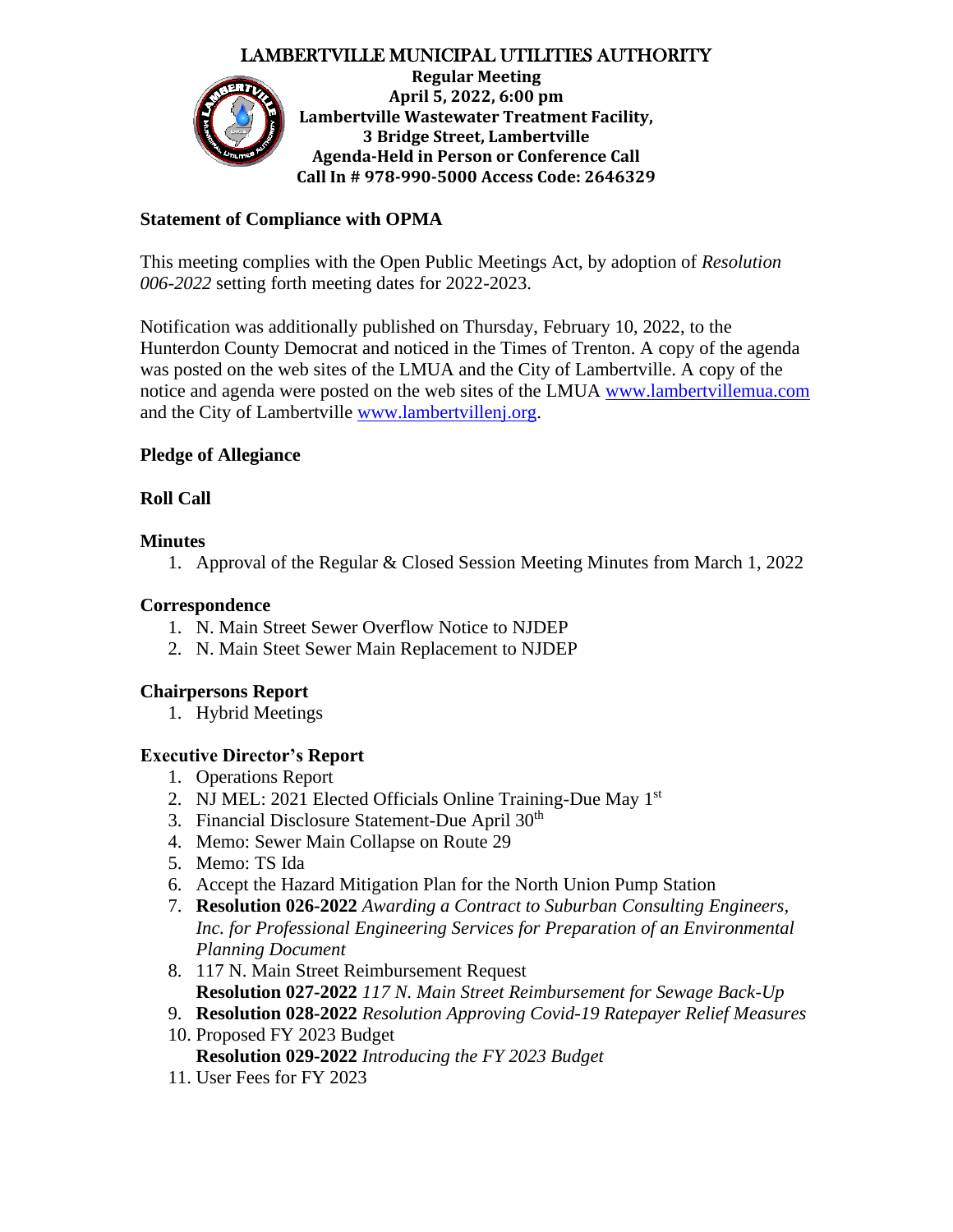# LAMBERTVILLE MUNICIPAL UTILITIES AUTHORITY

**Regular Meeting**
**April 5, 2022, 6:00 pm**
**Lambertville Wastewater Treatment Facility,**
**3 Bridge Street, Lambertville**
**Agenda-Held in Person or Conference Call**
**Call In # 978-990-5000 Access Code: 2646329**

## Statement of Compliance with OPMA

This meeting complies with the Open Public Meetings Act, by adoption of *Resolution 006-2022* setting forth meeting dates for 2022-2023.

Notification was additionally published on Thursday, February 10, 2022, to the Hunterdon County Democrat and noticed in the Times of Trenton. A copy of the agenda was posted on the web sites of the LMUA and the City of Lambertville. A copy of the notice and agenda were posted on the web sites of the LMUA www.lambertvillemua.com and the City of Lambertville www.lambertvillenj.org.

## Pledge of Allegiance

## Roll Call

## Minutes

1. Approval of the Regular & Closed Session Meeting Minutes from March 1, 2022

## Correspondence

1. N. Main Street Sewer Overflow Notice to NJDEP
2. N. Main Steet Sewer Main Replacement to NJDEP

## Chairpersons Report

1. Hybrid Meetings

## Executive Director's Report

1. Operations Report
2. NJ MEL: 2021 Elected Officials Online Training-Due May 1st
3. Financial Disclosure Statement-Due April 30th
4. Memo: Sewer Main Collapse on Route 29
5. Memo: TS Ida
6. Accept the Hazard Mitigation Plan for the North Union Pump Station
7. **Resolution 026-2022** *Awarding a Contract to Suburban Consulting Engineers, Inc. for Professional Engineering Services for Preparation of an Environmental Planning Document*
8. 117 N. Main Street Reimbursement Request
   **Resolution 027-2022** *117 N. Main Street Reimbursement for Sewage Back-Up*
9. **Resolution 028-2022** *Resolution Approving Covid-19 Ratepayer Relief Measures*
10. Proposed FY 2023 Budget
    **Resolution 029-2022** *Introducing the FY 2023 Budget*
11. User Fees for FY 2023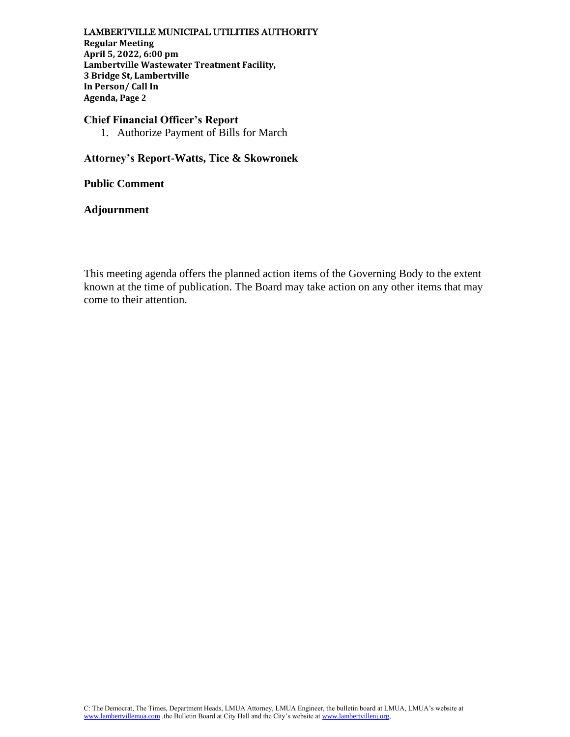**LAMBERTVILLE MUNICIPAL UTILITIES AUTHORITY**
**Regular Meeting**
**April 5, 2022, 6:00 pm**
**Lambertville Wastewater Treatment Facility,**
**3 Bridge St, Lambertville**
**In Person/ Call In**
**Agenda, Page 2**

## Chief Financial Officer's Report

1. Authorize Payment of Bills for March

## Attorney's Report-Watts, Tice & Skowronek

## Public Comment

## Adjournment

This meeting agenda offers the planned action items of the Governing Body to the extent known at the time of publication. The Board may take action on any other items that may come to their attention.

C: The Democrat, The Times, Department Heads, LMUA Attorney, LMUA Engineer, the bulletin board at LMUA, LMUA's website at www.lambertvillemua.com ,the Bulletin Board at City Hall and the City's website at www.lambertvillenj.org,